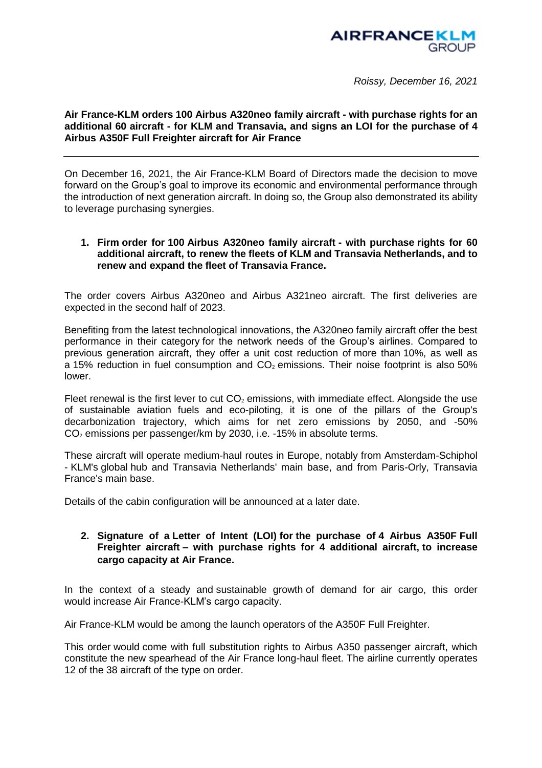AIRFRANCEKLM GROUP

*Roissy, December 16, 2021*

**Air France-KLM orders 100 Airbus A320neo family aircraft - with purchase rights for an additional 60 aircraft - for KLM and Transavia, and signs an LOI for the purchase of 4 Airbus A350F Full Freighter aircraft for Air France**

---

On December 16, 2021, the Air France-KLM Board of Directors made the decision to move forward on the Group's goal to improve its economic and environmental performance through the introduction of next generation aircraft. In doing so, the Group also demonstrated its ability to leverage purchasing synergies.

1. **Firm order for 100 Airbus A320neo family aircraft - with purchase rights for 60 additional aircraft, to renew the fleets of KLM and Transavia Netherlands, and to renew and expand the fleet of Transavia France.**

The order covers Airbus A320neo and Airbus A321neo aircraft. The first deliveries are expected in the second half of 2023.

Benefiting from the latest technological innovations, the A320neo family aircraft offer the best performance in their category for the network needs of the Group's airlines. Compared to previous generation aircraft, they offer a unit cost reduction of more than 10%, as well as a 15% reduction in fuel consumption and $CO_2$ emissions. Their noise footprint is also 50% lower.

Fleet renewal is the first lever to cut $CO_2$ emissions, with immediate effect. Alongside the use of sustainable aviation fuels and eco-piloting, it is one of the pillars of the Group's decarbonization trajectory, which aims for net zero emissions by 2050, and -50% $CO_2$ emissions per passenger/km by 2030, i.e. -15% in absolute terms.

These aircraft will operate medium-haul routes in Europe, notably from Amsterdam-Schiphol - KLM's global hub and Transavia Netherlands' main base, and from Paris-Orly, Transavia France's main base.

Details of the cabin configuration will be announced at a later date.

2. **Signature of a Letter of Intent (LOI) for the purchase of 4 Airbus A350F Full Freighter aircraft – with purchase rights for 4 additional aircraft, to increase cargo capacity at Air France.**

In the context of a steady and sustainable growth of demand for air cargo, this order would increase Air France-KLM's cargo capacity.

Air France-KLM would be among the launch operators of the A350F Full Freighter.

This order would come with full substitution rights to Airbus A350 passenger aircraft, which constitute the new spearhead of the Air France long-haul fleet. The airline currently operates 12 of the 38 aircraft of the type on order.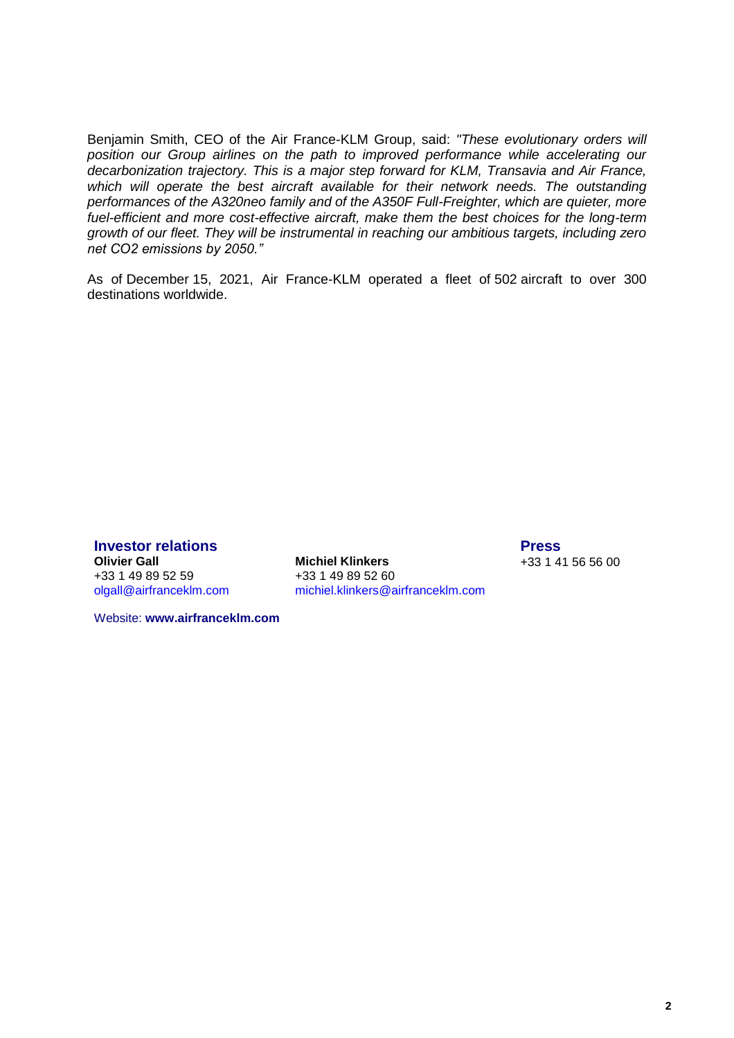Benjamin Smith, CEO of the Air France-KLM Group, said: *"These evolutionary orders will position our Group airlines on the path to improved performance while accelerating our decarbonization trajectory. This is a major step forward for KLM, Transavia and Air France, which will operate the best aircraft available for their network needs. The outstanding performances of the A320neo family and of the A350F Full-Freighter, which are quieter, more fuel-efficient and more cost-effective aircraft, make them the best choices for the long-term growth of our fleet. They will be instrumental in reaching our ambitious targets, including zero net CO2 emissions by 2050."*

As of December 15, 2021, Air France-KLM operated a fleet of 502 aircraft to over 300 destinations worldwide.

**Investor relations**

**Olivier Gall**
+33 1 49 89 52 59
olgall@airfranceklm.com

**Michiel Klinkers**
+33 1 49 89 52 60
michiel.klinkers@airfranceklm.com

**Press**
+33 1 41 56 56 00

Website: **www.airfranceklm.com**